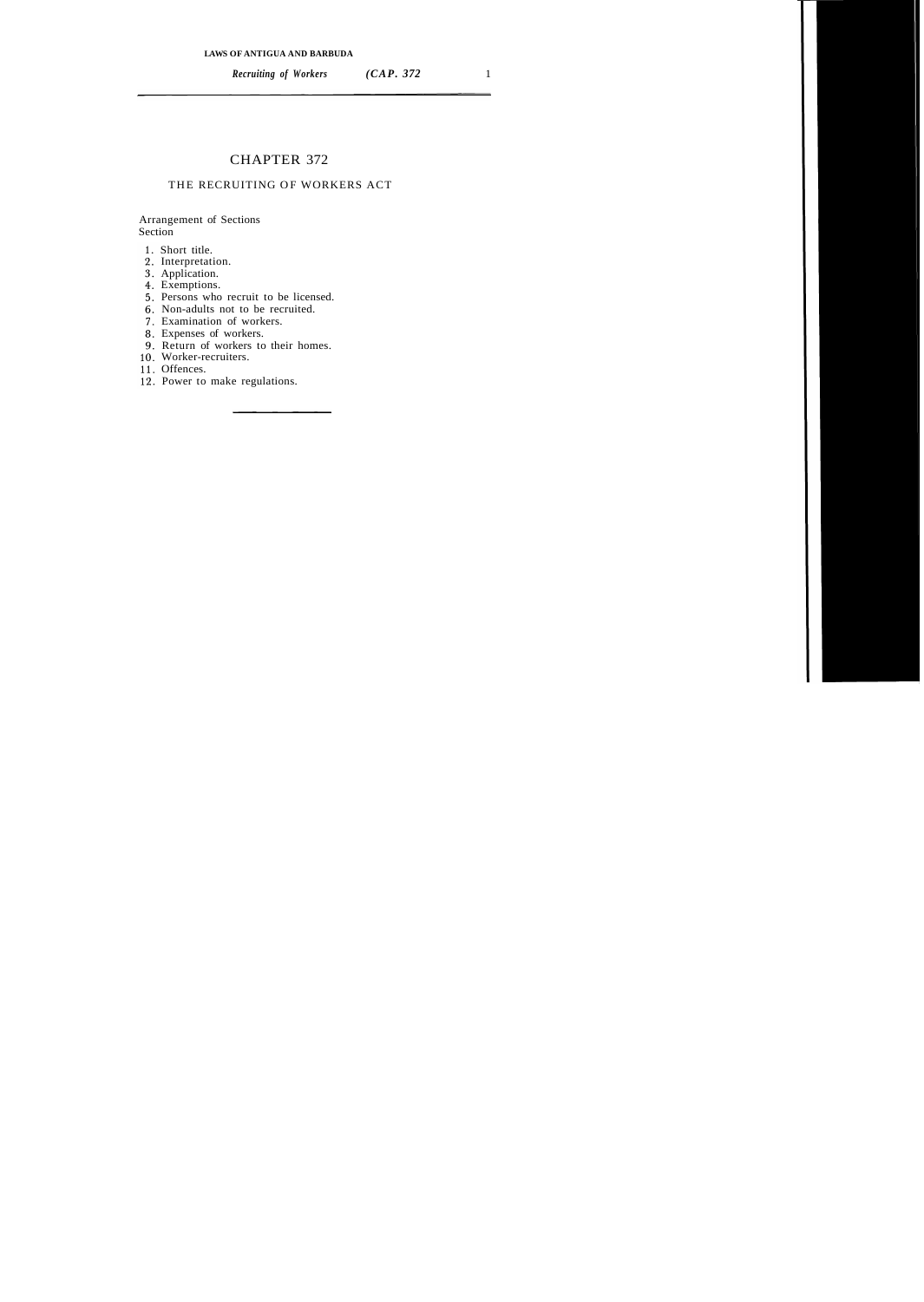# CHAPTER 372

## THE RECRUITING OF WORKERS ACT

Arrangement of Sections

Section

1. Short title.
2. Interpretation.
3. Application.
4. Exemptions.
5. Persons who recruit to be licensed.
6. Non-adults not to be recruited.
7. Examination of workers.
8. Expenses of workers.
9. Return of workers to their homes.
10. Worker-recruiters.
11. Offences.
12. Power to make regulations.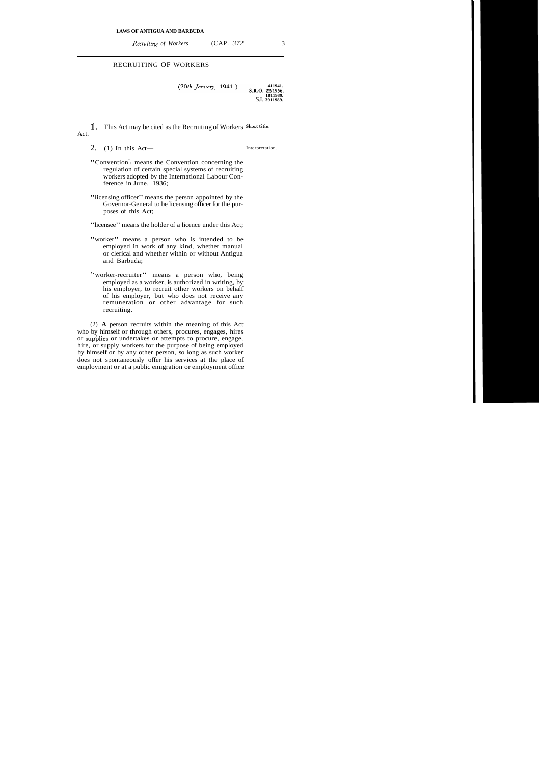# RECRUITING OF WORKERS

(20th January, 1941.)

4/1941.
S.R.O. 22/1956.
18/1989.
S.I. 39/1989.

**1.** This Act may be cited as the Recruiting of Workers Act. **Short title.**

2. (1) In this Act— Interpretation.

"Convention" means the Convention concerning the regulation of certain special systems of recruiting workers adopted by the International Labour Conference in June, 1936;

"licensing officer" means the person appointed by the Governor-General to be licensing officer for the purposes of this Act;

"licensee" means the holder of a licence under this Act;

"worker" means a person who is intended to be employed in work of any kind, whether manual or clerical and whether within or without Antigua and Barbuda;

"worker-recruiter" means a person who, being employed as a worker, is authorized in writing, by his employer, to recruit other workers on behalf of his employer, but who does not receive any remuneration or other advantage for such recruiting.

(2) **A** person recruits within the meaning of this Act who by himself or through others, procures, engages, hires or supplies or undertakes or attempts to procure, engage, hire, or supply workers for the purpose of being employed by himself or by any other person, so long as such worker does not spontaneously offer his services at the place of employment or at a public emigration or employment office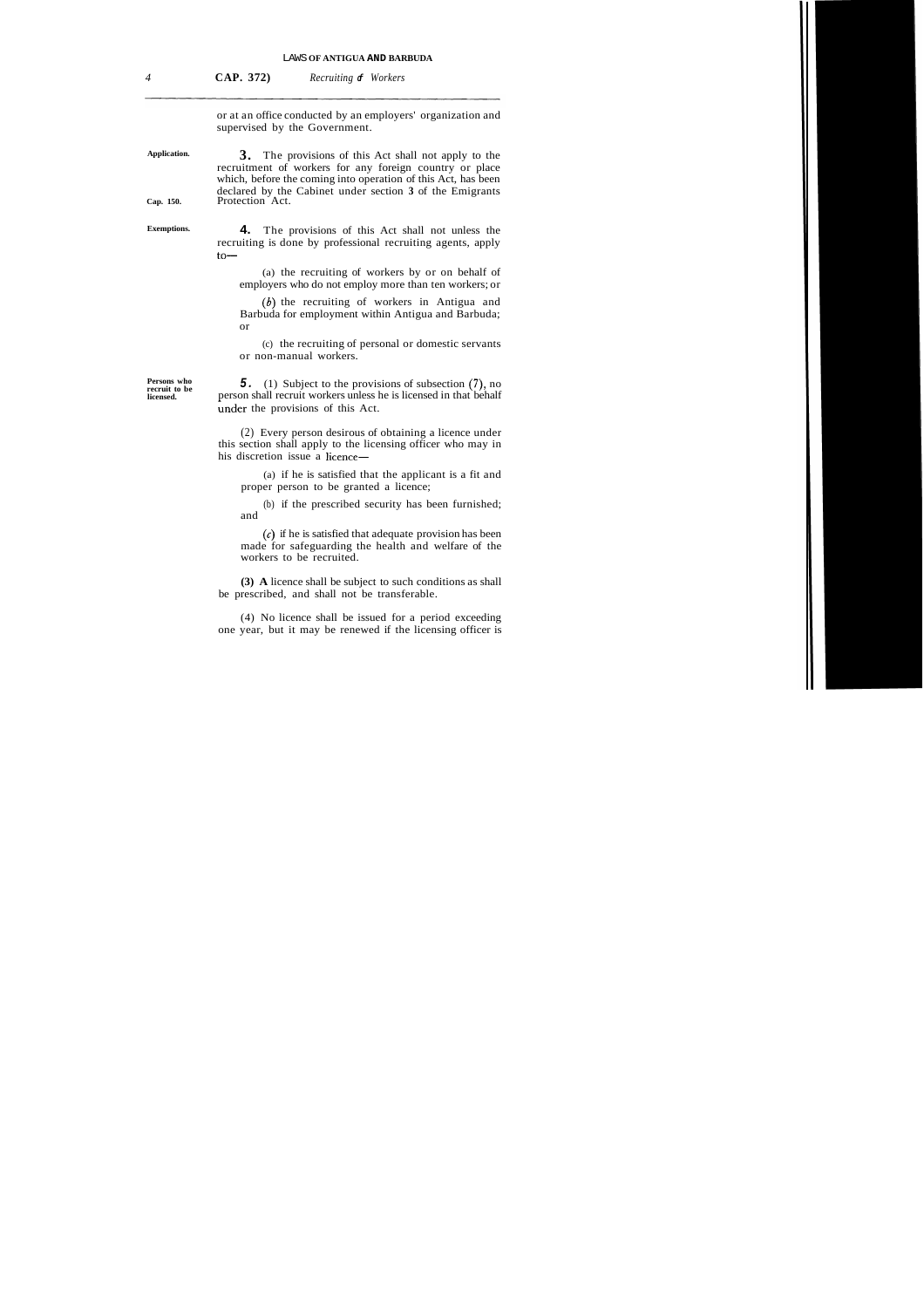or at an office conducted by an employers' organization and supervised by the Government.

**Application.**

**3.** The provisions of this Act shall not apply to the recruitment of workers for any foreign country or place which, before the coming into operation of this Act, has been declared by the Cabinet under section **3** of the Emigrants Protection Act.

**Cap. 150.**

**Exemptions.**

**4.** The provisions of this Act shall not unless the recruiting is done by professional recruiting agents, apply to—

(a) the recruiting of workers by or on behalf of employers who do not employ more than ten workers; or

(*b*) the recruiting of workers in Antigua and Barbuda for employment within Antigua and Barbuda; or

(c) the recruiting of personal or domestic servants or non-manual workers.

**Persons who recruit to be licensed.**

**5.** (1) Subject to the provisions of subsection (7), no person shall recruit workers unless he is licensed in that behalf under the provisions of this Act.

(2) Every person desirous of obtaining a licence under this section shall apply to the licensing officer who may in his discretion issue a licence—

(a) if he is satisfied that the applicant is a fit and proper person to be granted a licence;

(b) if the prescribed security has been furnished; and

(*c*) if he is satisfied that adequate provision has been made for safeguarding the health and welfare of the workers to be recruited.

**(3) A** licence shall be subject to such conditions as shall be prescribed, and shall not be transferable.

(4) No licence shall be issued for a period exceeding one year, but it may be renewed if the licensing officer is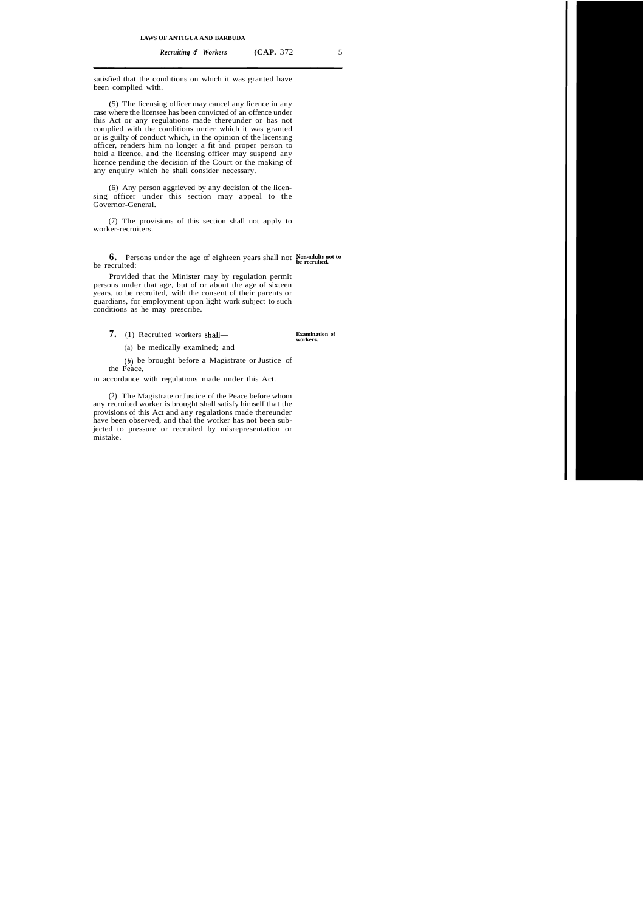satisfied that the conditions on which it was granted have been complied with.

(5) The licensing officer may cancel any licence in any case where the licensee has been convicted of an offence under this Act or any regulations made thereunder or has not complied with the conditions under which it was granted or is guilty of conduct which, in the opinion of the licensing officer, renders him no longer a fit and proper person to hold a licence, and the licensing officer may suspend any licence pending the decision of the Court or the making of any enquiry which he shall consider necessary.

(6) Any person aggrieved by any decision of the licensing officer under this section may appeal to the Governor-General.

(7) The provisions of this section shall not apply to worker-recruiters.

**Non-adults not to be recruited.**

**6.** Persons under the age of eighteen years shall not be recruited:

Provided that the Minister may by regulation permit persons under that age, but of or about the age of sixteen years, to be recruited, with the consent of their parents or guardians, for employment upon light work subject to such conditions as he may prescribe.

**Examination of workers.**

**7.** (1) Recruited workers shall—

(a) be medically examined; and

(b) be brought before a Magistrate or Justice of the Peace,

in accordance with regulations made under this Act.

(2) The Magistrate or Justice of the Peace before whom any recruited worker is brought shall satisfy himself that the provisions of this Act and any regulations made thereunder have been observed, and that the worker has not been subjected to pressure or recruited by misrepresentation or mistake.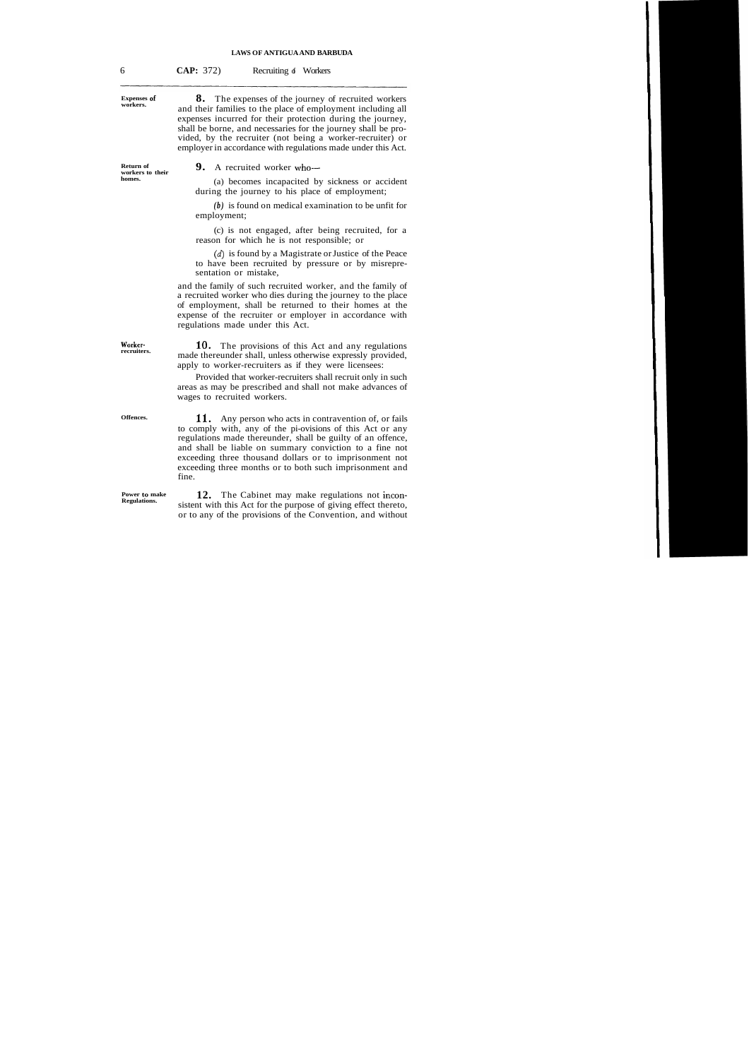**Expenses of workers.**

**8.** The expenses of the journey of recruited workers and their families to the place of employment including all expenses incurred for their protection during the journey, shall be borne, and necessaries for the journey shall be provided, by the recruiter (not being a worker-recruiter) or employer in accordance with regulations made under this Act.

**Return of workers to their homes.**

**9.** A recruited worker who—

(a) becomes incapacitated by sickness or accident during the journey to his place of employment;

*(b)* is found on medical examination to be unfit for employment;

(c) is not engaged, after being recruited, for a reason for which he is not responsible; or

*(d)* is found by a Magistrate or Justice of the Peace to have been recruited by pressure or by misrepresentation or mistake,

and the family of such recruited worker, and the family of a recruited worker who dies during the journey to the place of employment, shall be returned to their homes at the expense of the recruiter or employer in accordance with regulations made under this Act.

**Worker-recruiters.**

**10.** The provisions of this Act and any regulations made thereunder shall, unless otherwise expressly provided, apply to worker-recruiters as if they were licensees:

Provided that worker-recruiters shall recruit only in such areas as may be prescribed and shall not make advances of wages to recruited workers.

**Offences.**

**11.** Any person who acts in contravention of, or fails to comply with, any of the pi-ovisions of this Act or any regulations made thereunder, shall be guilty of an offence, and shall be liable on summary conviction to a fine not exceeding three thousand dollars or to imprisonment not exceeding three months or to both such imprisonment and fine.

**Power to make Regulations.**

**12.** The Cabinet may make regulations not inconsistent with this Act for the purpose of giving effect thereto, or to any of the provisions of the Convention, and without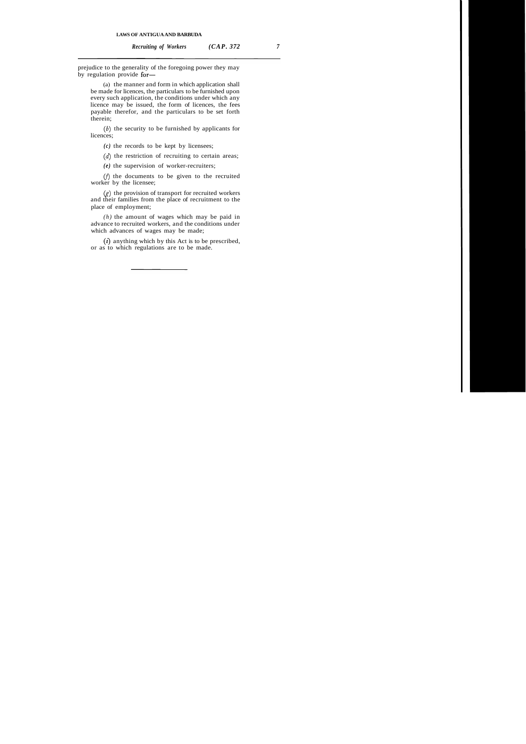prejudice to the generality of the foregoing power they may by regulation provide for—

(a) the manner and form in which application shall be made for licences, the particulars to be furnished upon every such application, the conditions under which any licence may be issued, the form of licences, the fees payable therefor, and the particulars to be set forth therein;

(*b*) the security to be furnished by applicants for licences;

*(c)* the records to be kept by licensees;

(*d*) the restriction of recruiting to certain areas;

*(e)* the supervision of worker-recruiters;

(*f*) the documents to be given to the recruited worker by the licensee;

(*g*) the provision of transport for recruited workers and their families from the place of recruitment to the place of employment;

*(h)* the amount of wages which may be paid in advance to recruited workers, and the conditions under which advances of wages may be made;

(*i*) anything which by this Act is to be prescribed, or as to which regulations are to be made.